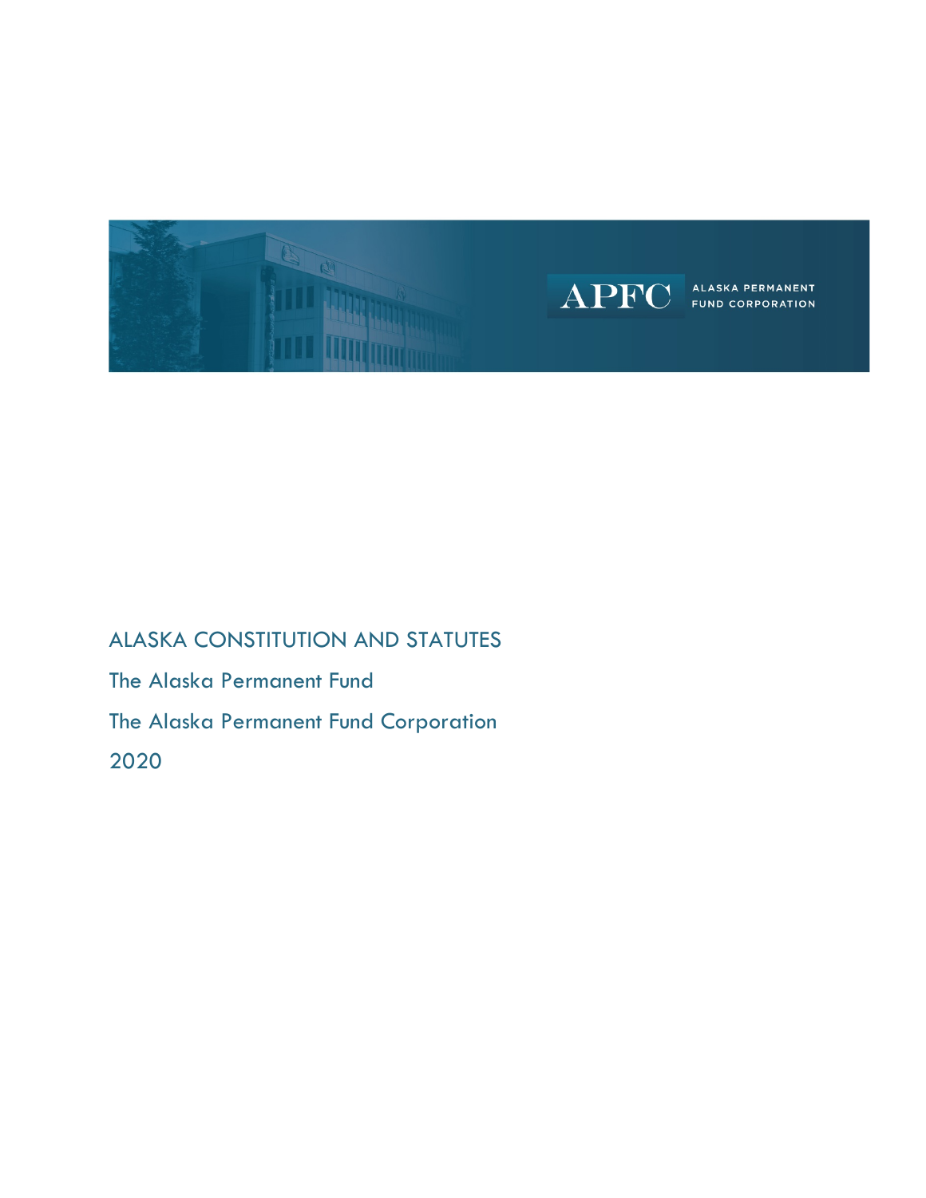APFC ALASKA PERMANENT FUND CORPORATION

# ALASKA CONSTITUTION AND STATUTES

## The Alaska Permanent Fund

## The Alaska Permanent Fund Corporation

## 2020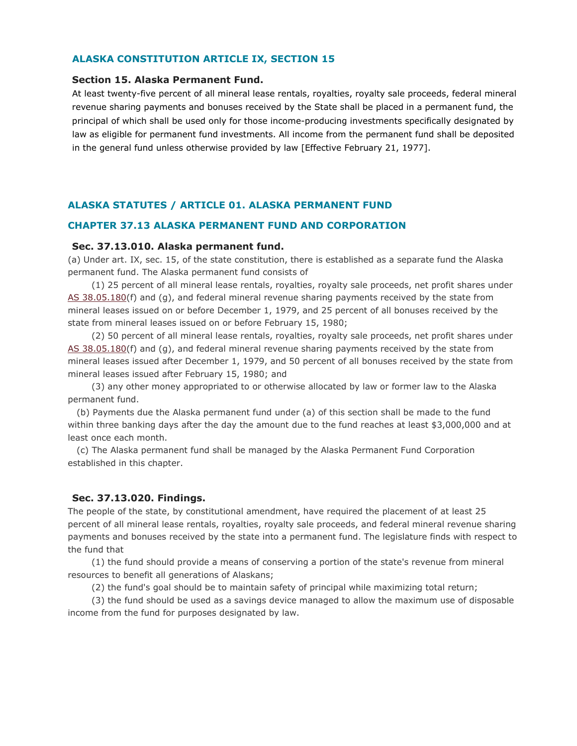## ALASKA CONSTITUTION ARTICLE IX, SECTION 15

### Section 15. Alaska Permanent Fund.

At least twenty-five percent of all mineral lease rentals, royalties, royalty sale proceeds, federal mineral revenue sharing payments and bonuses received by the State shall be placed in a permanent fund, the principal of which shall be used only for those income-producing investments specifically designated by law as eligible for permanent fund investments. All income from the permanent fund shall be deposited in the general fund unless otherwise provided by law [Effective February 21, 1977].

## ALASKA STATUTES / ARTICLE 01. ALASKA PERMANENT FUND

## CHAPTER 37.13 ALASKA PERMANENT FUND AND CORPORATION

### Sec. 37.13.010. Alaska permanent fund.

(a) Under art. IX, sec. 15, of the state constitution, there is established as a separate fund the Alaska permanent fund. The Alaska permanent fund consists of

(1) 25 percent of all mineral lease rentals, royalties, royalty sale proceeds, net profit shares under AS 38.05.180(f) and (g), and federal mineral revenue sharing payments received by the state from mineral leases issued on or before December 1, 1979, and 25 percent of all bonuses received by the state from mineral leases issued on or before February 15, 1980;

(2) 50 percent of all mineral lease rentals, royalties, royalty sale proceeds, net profit shares under AS 38.05.180(f) and (g), and federal mineral revenue sharing payments received by the state from mineral leases issued after December 1, 1979, and 50 percent of all bonuses received by the state from mineral leases issued after February 15, 1980; and

(3) any other money appropriated to or otherwise allocated by law or former law to the Alaska permanent fund.

(b) Payments due the Alaska permanent fund under (a) of this section shall be made to the fund within three banking days after the day the amount due to the fund reaches at least $3,000,000 and at least once each month.

(c) The Alaska permanent fund shall be managed by the Alaska Permanent Fund Corporation established in this chapter.

### Sec. 37.13.020. Findings.

The people of the state, by constitutional amendment, have required the placement of at least 25 percent of all mineral lease rentals, royalties, royalty sale proceeds, and federal mineral revenue sharing payments and bonuses received by the state into a permanent fund. The legislature finds with respect to the fund that

(1) the fund should provide a means of conserving a portion of the state's revenue from mineral resources to benefit all generations of Alaskans;

(2) the fund's goal should be to maintain safety of principal while maximizing total return;

(3) the fund should be used as a savings device managed to allow the maximum use of disposable income from the fund for purposes designated by law.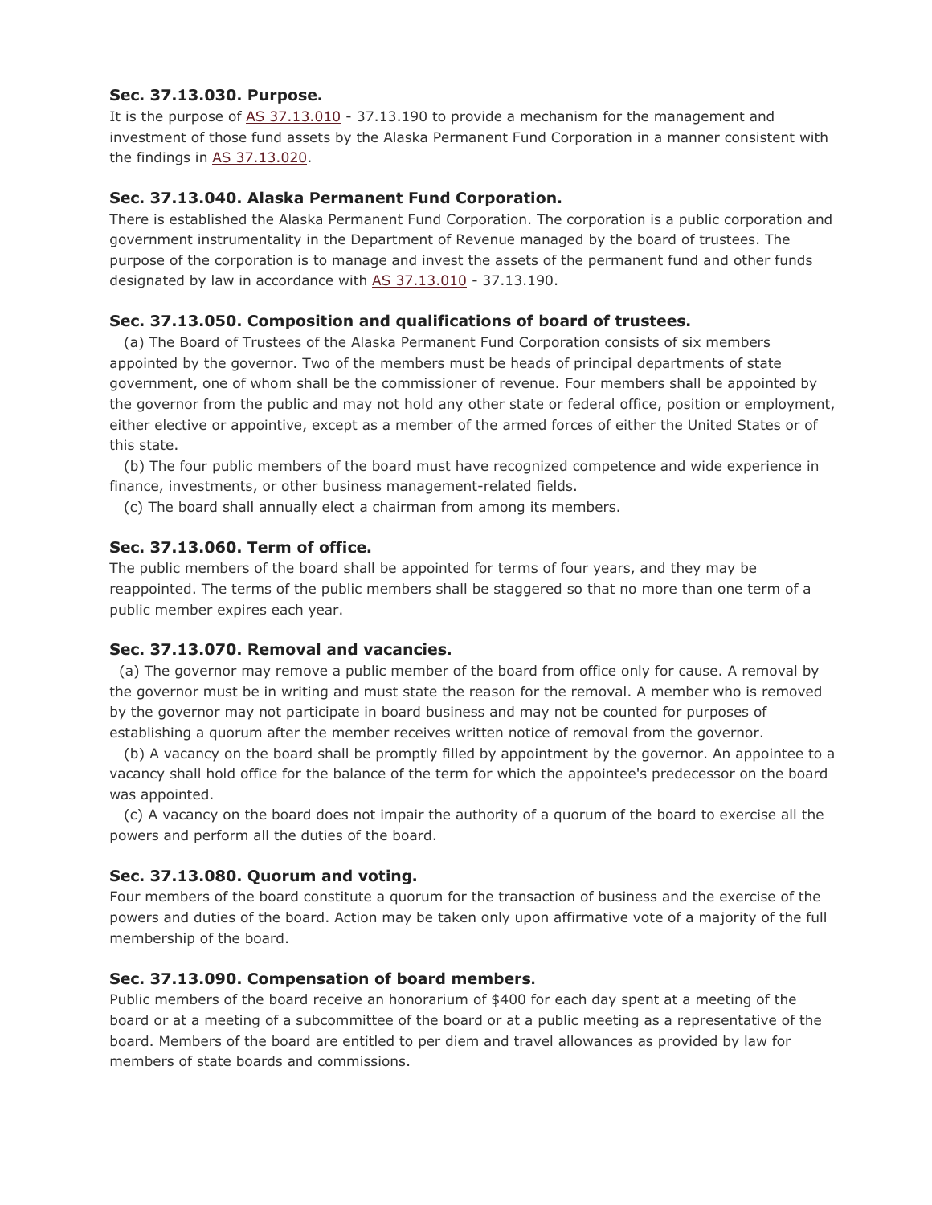### Sec. 37.13.030. Purpose.

It is the purpose of AS 37.13.010 - 37.13.190 to provide a mechanism for the management and investment of those fund assets by the Alaska Permanent Fund Corporation in a manner consistent with the findings in AS 37.13.020.

### Sec. 37.13.040. Alaska Permanent Fund Corporation.

There is established the Alaska Permanent Fund Corporation. The corporation is a public corporation and government instrumentality in the Department of Revenue managed by the board of trustees. The purpose of the corporation is to manage and invest the assets of the permanent fund and other funds designated by law in accordance with AS 37.13.010 - 37.13.190.

### Sec. 37.13.050. Composition and qualifications of board of trustees.

(a) The Board of Trustees of the Alaska Permanent Fund Corporation consists of six members appointed by the governor. Two of the members must be heads of principal departments of state government, one of whom shall be the commissioner of revenue. Four members shall be appointed by the governor from the public and may not hold any other state or federal office, position or employment, either elective or appointive, except as a member of the armed forces of either the United States or of this state.

(b) The four public members of the board must have recognized competence and wide experience in finance, investments, or other business management-related fields.

(c) The board shall annually elect a chairman from among its members.

### Sec. 37.13.060. Term of office.

The public members of the board shall be appointed for terms of four years, and they may be reappointed. The terms of the public members shall be staggered so that no more than one term of a public member expires each year.

### Sec. 37.13.070. Removal and vacancies.

(a) The governor may remove a public member of the board from office only for cause. A removal by the governor must be in writing and must state the reason for the removal. A member who is removed by the governor may not participate in board business and may not be counted for purposes of establishing a quorum after the member receives written notice of removal from the governor.

(b) A vacancy on the board shall be promptly filled by appointment by the governor. An appointee to a vacancy shall hold office for the balance of the term for which the appointee's predecessor on the board was appointed.

(c) A vacancy on the board does not impair the authority of a quorum of the board to exercise all the powers and perform all the duties of the board.

### Sec. 37.13.080. Quorum and voting.

Four members of the board constitute a quorum for the transaction of business and the exercise of the powers and duties of the board. Action may be taken only upon affirmative vote of a majority of the full membership of the board.

### Sec. 37.13.090. Compensation of board members.

Public members of the board receive an honorarium of $400 for each day spent at a meeting of the board or at a meeting of a subcommittee of the board or at a public meeting as a representative of the board. Members of the board are entitled to per diem and travel allowances as provided by law for members of state boards and commissions.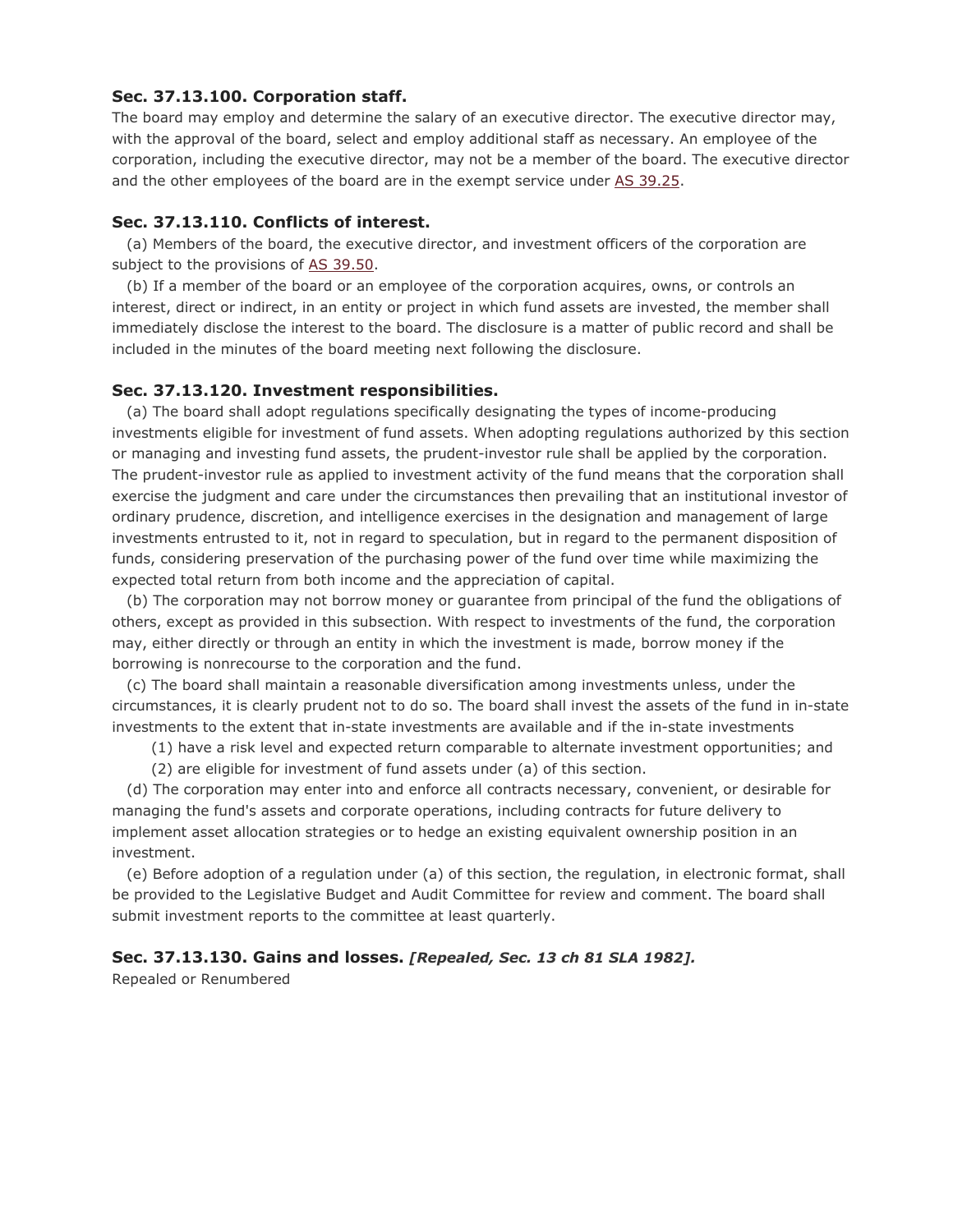### Sec. 37.13.100. Corporation staff.

The board may employ and determine the salary of an executive director. The executive director may, with the approval of the board, select and employ additional staff as necessary. An employee of the corporation, including the executive director, may not be a member of the board. The executive director and the other employees of the board are in the exempt service under AS 39.25.

### Sec. 37.13.110. Conflicts of interest.

(a) Members of the board, the executive director, and investment officers of the corporation are subject to the provisions of AS 39.50.

(b) If a member of the board or an employee of the corporation acquires, owns, or controls an interest, direct or indirect, in an entity or project in which fund assets are invested, the member shall immediately disclose the interest to the board. The disclosure is a matter of public record and shall be included in the minutes of the board meeting next following the disclosure.

### Sec. 37.13.120. Investment responsibilities.

(a) The board shall adopt regulations specifically designating the types of income-producing investments eligible for investment of fund assets. When adopting regulations authorized by this section or managing and investing fund assets, the prudent-investor rule shall be applied by the corporation. The prudent-investor rule as applied to investment activity of the fund means that the corporation shall exercise the judgment and care under the circumstances then prevailing that an institutional investor of ordinary prudence, discretion, and intelligence exercises in the designation and management of large investments entrusted to it, not in regard to speculation, but in regard to the permanent disposition of funds, considering preservation of the purchasing power of the fund over time while maximizing the expected total return from both income and the appreciation of capital.

(b) The corporation may not borrow money or guarantee from principal of the fund the obligations of others, except as provided in this subsection. With respect to investments of the fund, the corporation may, either directly or through an entity in which the investment is made, borrow money if the borrowing is nonrecourse to the corporation and the fund.

(c) The board shall maintain a reasonable diversification among investments unless, under the circumstances, it is clearly prudent not to do so. The board shall invest the assets of the fund in in-state investments to the extent that in-state investments are available and if the in-state investments

(1) have a risk level and expected return comparable to alternate investment opportunities; and

(2) are eligible for investment of fund assets under (a) of this section.

(d) The corporation may enter into and enforce all contracts necessary, convenient, or desirable for managing the fund's assets and corporate operations, including contracts for future delivery to implement asset allocation strategies or to hedge an existing equivalent ownership position in an investment.

(e) Before adoption of a regulation under (a) of this section, the regulation, in electronic format, shall be provided to the Legislative Budget and Audit Committee for review and comment. The board shall submit investment reports to the committee at least quarterly.

### Sec. 37.13.130. Gains and losses. *[Repealed, Sec. 13 ch 81 SLA 1982].*

Repealed or Renumbered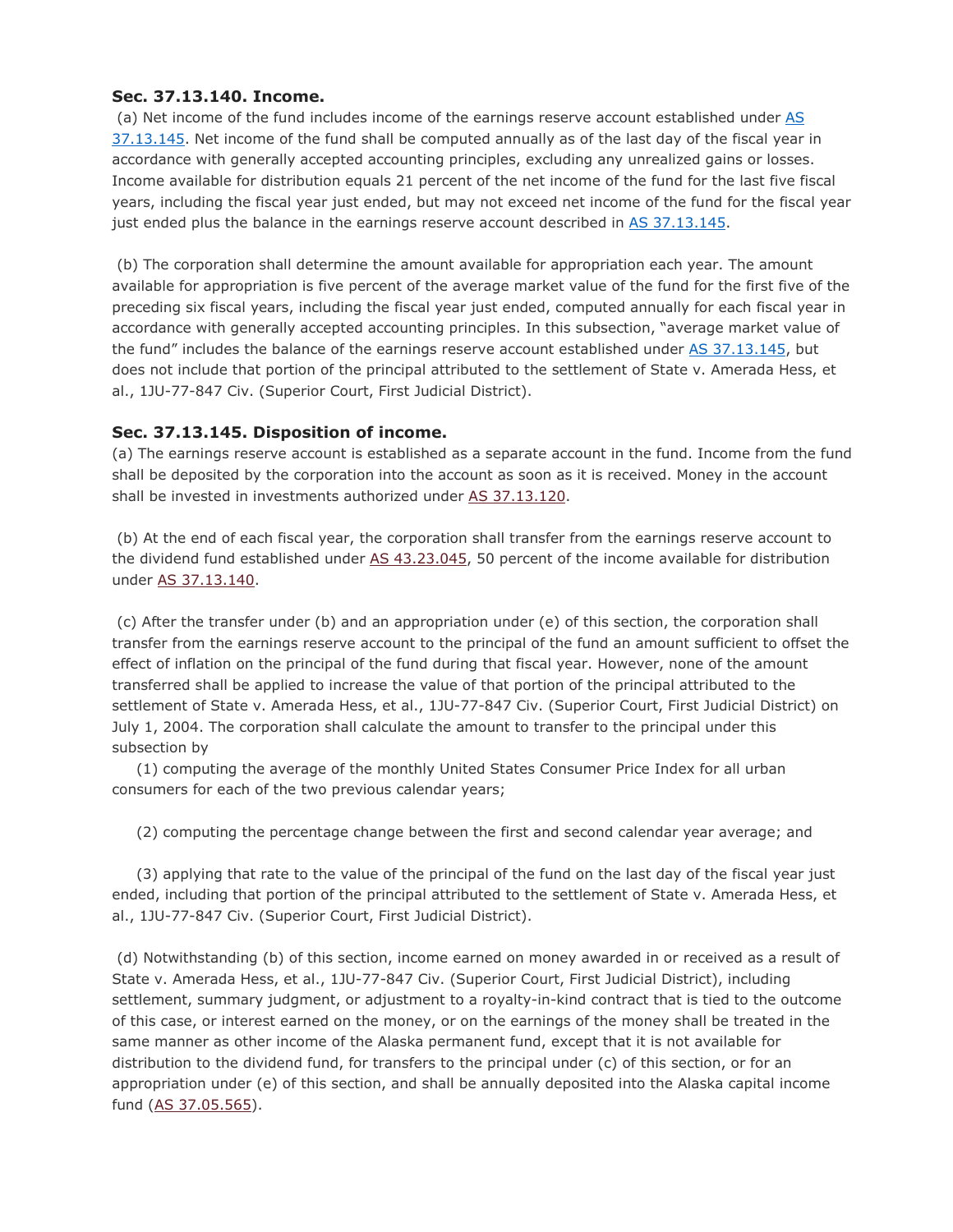### Sec. 37.13.140. Income.

(a) Net income of the fund includes income of the earnings reserve account established under AS 37.13.145. Net income of the fund shall be computed annually as of the last day of the fiscal year in accordance with generally accepted accounting principles, excluding any unrealized gains or losses. Income available for distribution equals 21 percent of the net income of the fund for the last five fiscal years, including the fiscal year just ended, but may not exceed net income of the fund for the fiscal year just ended plus the balance in the earnings reserve account described in AS 37.13.145.

(b) The corporation shall determine the amount available for appropriation each year. The amount available for appropriation is five percent of the average market value of the fund for the first five of the preceding six fiscal years, including the fiscal year just ended, computed annually for each fiscal year in accordance with generally accepted accounting principles. In this subsection, "average market value of the fund" includes the balance of the earnings reserve account established under AS 37.13.145, but does not include that portion of the principal attributed to the settlement of State v. Amerada Hess, et al., 1JU-77-847 Civ. (Superior Court, First Judicial District).

### Sec. 37.13.145. Disposition of income.

(a) The earnings reserve account is established as a separate account in the fund. Income from the fund shall be deposited by the corporation into the account as soon as it is received. Money in the account shall be invested in investments authorized under AS 37.13.120.

(b) At the end of each fiscal year, the corporation shall transfer from the earnings reserve account to the dividend fund established under AS 43.23.045, 50 percent of the income available for distribution under AS 37.13.140.

(c) After the transfer under (b) and an appropriation under (e) of this section, the corporation shall transfer from the earnings reserve account to the principal of the fund an amount sufficient to offset the effect of inflation on the principal of the fund during that fiscal year. However, none of the amount transferred shall be applied to increase the value of that portion of the principal attributed to the settlement of State v. Amerada Hess, et al., 1JU-77-847 Civ. (Superior Court, First Judicial District) on July 1, 2004. The corporation shall calculate the amount to transfer to the principal under this subsection by

(1) computing the average of the monthly United States Consumer Price Index for all urban consumers for each of the two previous calendar years;

(2) computing the percentage change between the first and second calendar year average; and

(3) applying that rate to the value of the principal of the fund on the last day of the fiscal year just ended, including that portion of the principal attributed to the settlement of State v. Amerada Hess, et al., 1JU-77-847 Civ. (Superior Court, First Judicial District).

(d) Notwithstanding (b) of this section, income earned on money awarded in or received as a result of State v. Amerada Hess, et al., 1JU-77-847 Civ. (Superior Court, First Judicial District), including settlement, summary judgment, or adjustment to a royalty-in-kind contract that is tied to the outcome of this case, or interest earned on the money, or on the earnings of the money shall be treated in the same manner as other income of the Alaska permanent fund, except that it is not available for distribution to the dividend fund, for transfers to the principal under (c) of this section, or for an appropriation under (e) of this section, and shall be annually deposited into the Alaska capital income fund (AS 37.05.565).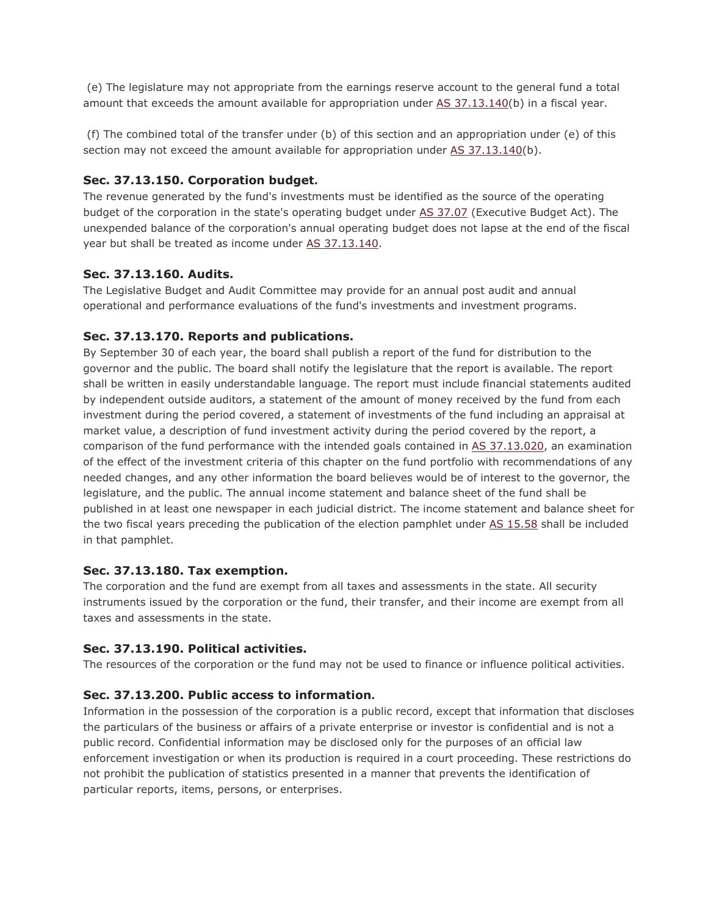(e) The legislature may not appropriate from the earnings reserve account to the general fund a total amount that exceeds the amount available for appropriation under AS 37.13.140(b) in a fiscal year.

(f) The combined total of the transfer under (b) of this section and an appropriation under (e) of this section may not exceed the amount available for appropriation under AS 37.13.140(b).

### Sec. 37.13.150. Corporation budget.

The revenue generated by the fund's investments must be identified as the source of the operating budget of the corporation in the state's operating budget under AS 37.07 (Executive Budget Act). The unexpended balance of the corporation's annual operating budget does not lapse at the end of the fiscal year but shall be treated as income under AS 37.13.140.

### Sec. 37.13.160. Audits.

The Legislative Budget and Audit Committee may provide for an annual post audit and annual operational and performance evaluations of the fund's investments and investment programs.

### Sec. 37.13.170. Reports and publications.

By September 30 of each year, the board shall publish a report of the fund for distribution to the governor and the public. The board shall notify the legislature that the report is available. The report shall be written in easily understandable language. The report must include financial statements audited by independent outside auditors, a statement of the amount of money received by the fund from each investment during the period covered, a statement of investments of the fund including an appraisal at market value, a description of fund investment activity during the period covered by the report, a comparison of the fund performance with the intended goals contained in AS 37.13.020, an examination of the effect of the investment criteria of this chapter on the fund portfolio with recommendations of any needed changes, and any other information the board believes would be of interest to the governor, the legislature, and the public. The annual income statement and balance sheet of the fund shall be published in at least one newspaper in each judicial district. The income statement and balance sheet for the two fiscal years preceding the publication of the election pamphlet under AS 15.58 shall be included in that pamphlet.

### Sec. 37.13.180. Tax exemption.

The corporation and the fund are exempt from all taxes and assessments in the state. All security instruments issued by the corporation or the fund, their transfer, and their income are exempt from all taxes and assessments in the state.

### Sec. 37.13.190. Political activities.

The resources of the corporation or the fund may not be used to finance or influence political activities.

### Sec. 37.13.200. Public access to information.

Information in the possession of the corporation is a public record, except that information that discloses the particulars of the business or affairs of a private enterprise or investor is confidential and is not a public record. Confidential information may be disclosed only for the purposes of an official law enforcement investigation or when its production is required in a court proceeding. These restrictions do not prohibit the publication of statistics presented in a manner that prevents the identification of particular reports, items, persons, or enterprises.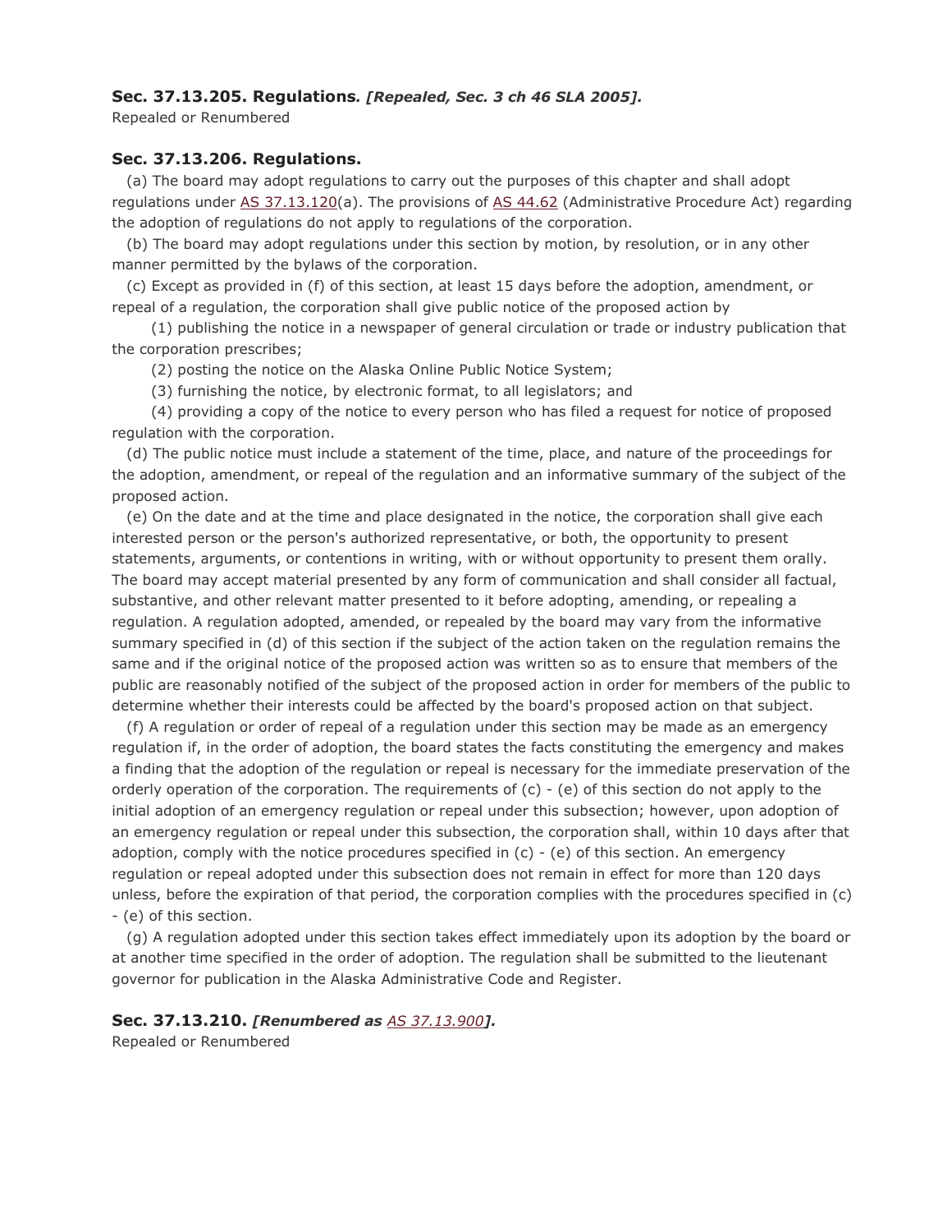### **Sec. 37.13.205. Regulations*. [Repealed, Sec. 3 ch 46 SLA 2005].***

Repealed or Renumbered

### **Sec. 37.13.206. Regulations.**

(a) The board may adopt regulations to carry out the purposes of this chapter and shall adopt regulations under AS 37.13.120(a). The provisions of AS 44.62 (Administrative Procedure Act) regarding the adoption of regulations do not apply to regulations of the corporation.

(b) The board may adopt regulations under this section by motion, by resolution, or in any other manner permitted by the bylaws of the corporation.

(c) Except as provided in (f) of this section, at least 15 days before the adoption, amendment, or repeal of a regulation, the corporation shall give public notice of the proposed action by

(1) publishing the notice in a newspaper of general circulation or trade or industry publication that the corporation prescribes;

(2) posting the notice on the Alaska Online Public Notice System;

(3) furnishing the notice, by electronic format, to all legislators; and

(4) providing a copy of the notice to every person who has filed a request for notice of proposed regulation with the corporation.

(d) The public notice must include a statement of the time, place, and nature of the proceedings for the adoption, amendment, or repeal of the regulation and an informative summary of the subject of the proposed action.

(e) On the date and at the time and place designated in the notice, the corporation shall give each interested person or the person's authorized representative, or both, the opportunity to present statements, arguments, or contentions in writing, with or without opportunity to present them orally. The board may accept material presented by any form of communication and shall consider all factual, substantive, and other relevant matter presented to it before adopting, amending, or repealing a regulation. A regulation adopted, amended, or repealed by the board may vary from the informative summary specified in (d) of this section if the subject of the action taken on the regulation remains the same and if the original notice of the proposed action was written so as to ensure that members of the public are reasonably notified of the subject of the proposed action in order for members of the public to determine whether their interests could be affected by the board's proposed action on that subject.

(f) A regulation or order of repeal of a regulation under this section may be made as an emergency regulation if, in the order of adoption, the board states the facts constituting the emergency and makes a finding that the adoption of the regulation or repeal is necessary for the immediate preservation of the orderly operation of the corporation. The requirements of (c) - (e) of this section do not apply to the initial adoption of an emergency regulation or repeal under this subsection; however, upon adoption of an emergency regulation or repeal under this subsection, the corporation shall, within 10 days after that adoption, comply with the notice procedures specified in (c) - (e) of this section. An emergency regulation or repeal adopted under this subsection does not remain in effect for more than 120 days unless, before the expiration of that period, the corporation complies with the procedures specified in (c) - (e) of this section.

(g) A regulation adopted under this section takes effect immediately upon its adoption by the board or at another time specified in the order of adoption. The regulation shall be submitted to the lieutenant governor for publication in the Alaska Administrative Code and Register.

### **Sec. 37.13.210. *[Renumbered as AS 37.13.900].***

Repealed or Renumbered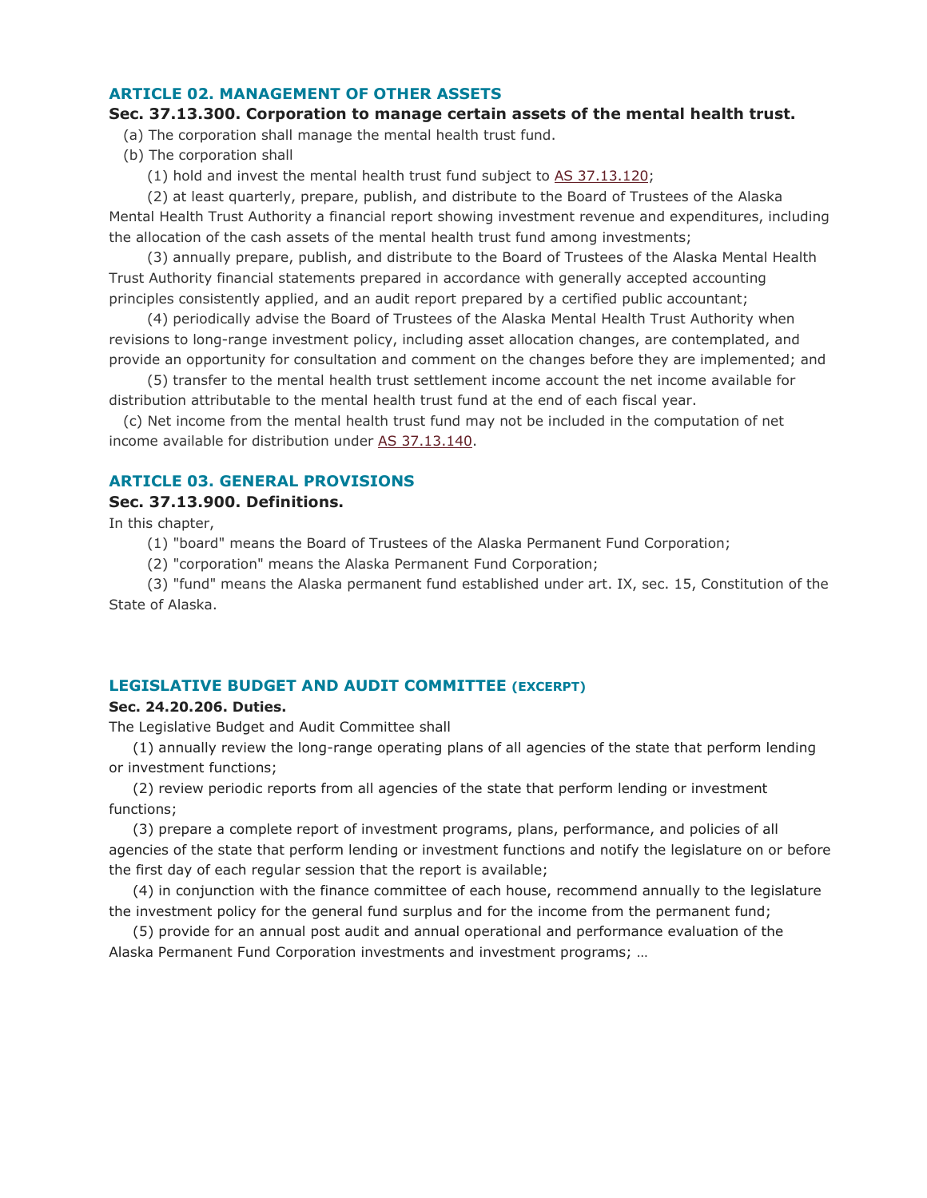### ARTICLE 02. MANAGEMENT OF OTHER ASSETS

**Sec. 37.13.300. Corporation to manage certain assets of the mental health trust.**

(a) The corporation shall manage the mental health trust fund.

(b) The corporation shall

(1) hold and invest the mental health trust fund subject to AS 37.13.120;

(2) at least quarterly, prepare, publish, and distribute to the Board of Trustees of the Alaska Mental Health Trust Authority a financial report showing investment revenue and expenditures, including the allocation of the cash assets of the mental health trust fund among investments;

(3) annually prepare, publish, and distribute to the Board of Trustees of the Alaska Mental Health Trust Authority financial statements prepared in accordance with generally accepted accounting principles consistently applied, and an audit report prepared by a certified public accountant;

(4) periodically advise the Board of Trustees of the Alaska Mental Health Trust Authority when revisions to long-range investment policy, including asset allocation changes, are contemplated, and provide an opportunity for consultation and comment on the changes before they are implemented; and

(5) transfer to the mental health trust settlement income account the net income available for distribution attributable to the mental health trust fund at the end of each fiscal year.

(c) Net income from the mental health trust fund may not be included in the computation of net income available for distribution under AS 37.13.140.

### ARTICLE 03. GENERAL PROVISIONS

**Sec. 37.13.900. Definitions.**

In this chapter,

(1) "board" means the Board of Trustees of the Alaska Permanent Fund Corporation;

(2) "corporation" means the Alaska Permanent Fund Corporation;

(3) "fund" means the Alaska permanent fund established under art. IX, sec. 15, Constitution of the State of Alaska.

### LEGISLATIVE BUDGET AND AUDIT COMMITTEE (EXCERPT)

**Sec. 24.20.206. Duties.**

The Legislative Budget and Audit Committee shall

(1) annually review the long-range operating plans of all agencies of the state that perform lending or investment functions;

(2) review periodic reports from all agencies of the state that perform lending or investment functions;

(3) prepare a complete report of investment programs, plans, performance, and policies of all agencies of the state that perform lending or investment functions and notify the legislature on or before the first day of each regular session that the report is available;

(4) in conjunction with the finance committee of each house, recommend annually to the legislature the investment policy for the general fund surplus and for the income from the permanent fund;

(5) provide for an annual post audit and annual operational and performance evaluation of the Alaska Permanent Fund Corporation investments and investment programs; …